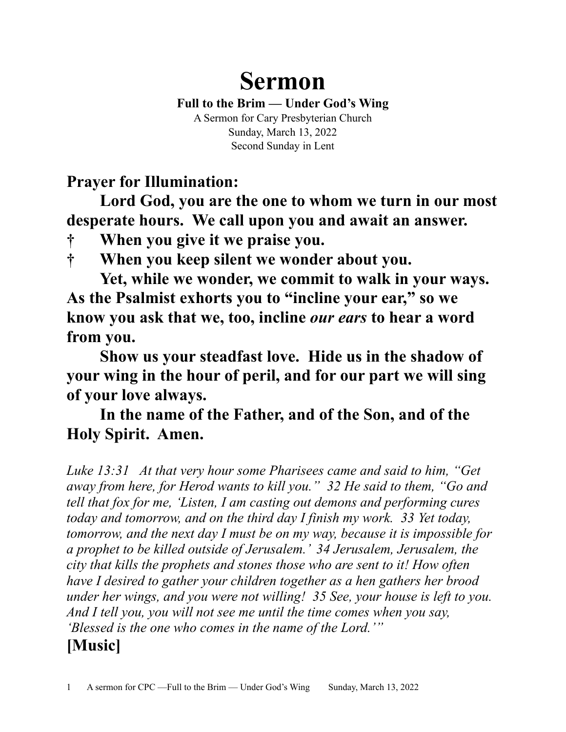# Sermon

**Full to the Brim — Under God's Wing**

A Sermon for Cary Presbyterian Church
Sunday, March 13, 2022
Second Sunday in Lent

## Prayer for Illumination:

**Lord God, you are the one to whom we turn in our most desperate hours. We call upon you and await an answer.**

**† When you give it we praise you.**

**† When you keep silent we wonder about you.**

**Yet, while we wonder, we commit to walk in your ways. As the Psalmist exhorts you to "incline your ear," so we know you ask that we, too, incline *our ears* to hear a word from you.**

**Show us your steadfast love. Hide us in the shadow of your wing in the hour of peril, and for our part we will sing of your love always.**

**In the name of the Father, and of the Son, and of the Holy Spirit. Amen.**

*Luke 13:31 At that very hour some Pharisees came and said to him, "Get away from here, for Herod wants to kill you." 32 He said to them, "Go and tell that fox for me, 'Listen, I am casting out demons and performing cures today and tomorrow, and on the third day I finish my work. 33 Yet today, tomorrow, and the next day I must be on my way, because it is impossible for a prophet to be killed outside of Jerusalem.' 34 Jerusalem, Jerusalem, the city that kills the prophets and stones those who are sent to it! How often have I desired to gather your children together as a hen gathers her brood under her wings, and you were not willing! 35 See, your house is left to you. And I tell you, you will not see me until the time comes when you say, 'Blessed is the one who comes in the name of the Lord.'"*

**[Music]**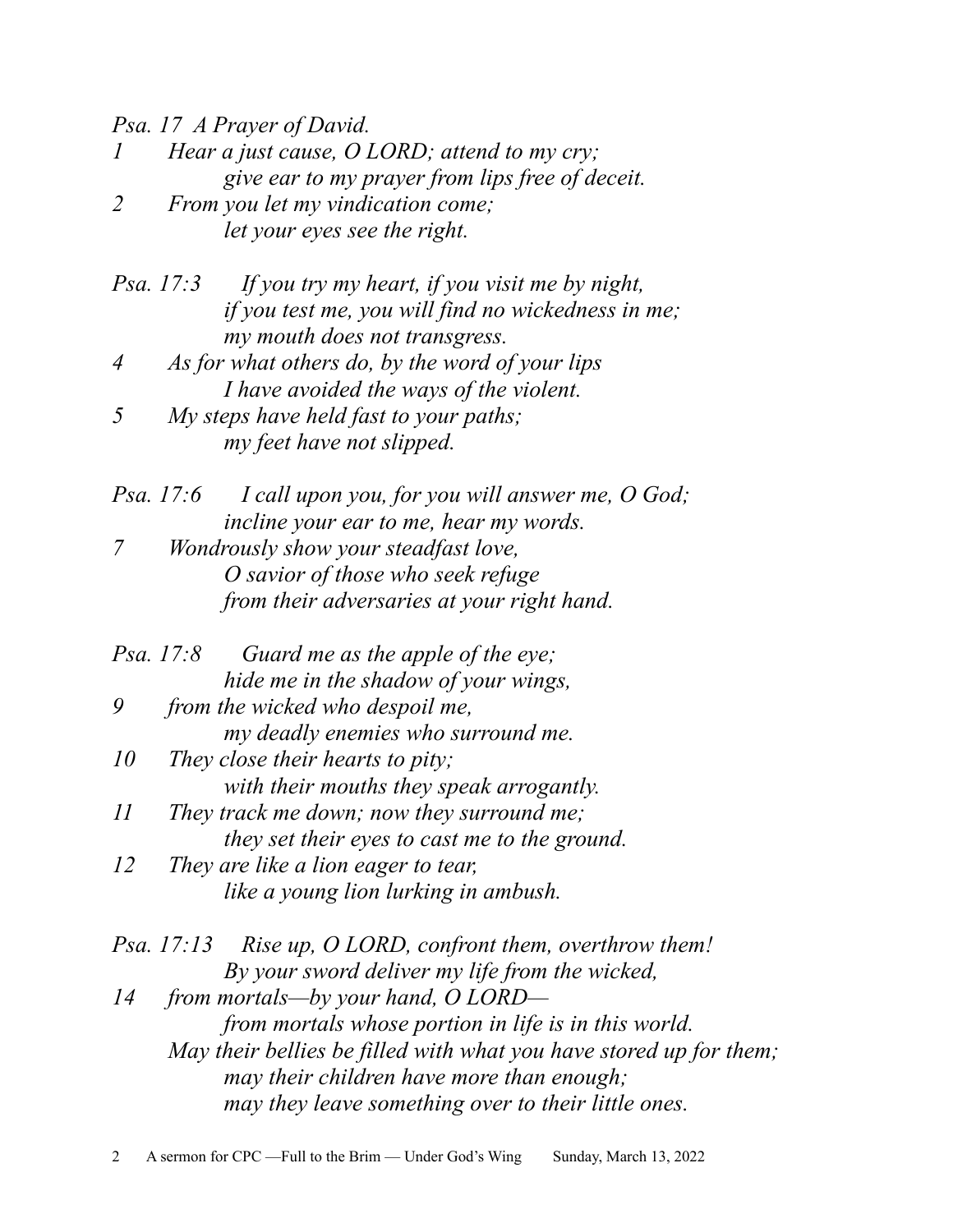*Psa. 17 A Prayer of David.*

*1 Hear a just cause, O LORD; attend to my cry;*
*give ear to my prayer from lips free of deceit.*

*2 From you let my vindication come;*
*let your eyes see the right.*

*Psa. 17:3 If you try my heart, if you visit me by night,*
*if you test me, you will find no wickedness in me;*
*my mouth does not transgress.*

*4 As for what others do, by the word of your lips*
*I have avoided the ways of the violent.*

*5 My steps have held fast to your paths;*
*my feet have not slipped.*

*Psa. 17:6 I call upon you, for you will answer me, O God;*
*incline your ear to me, hear my words.*

*7 Wondrously show your steadfast love,*
*O savior of those who seek refuge*
*from their adversaries at your right hand.*

*Psa. 17:8 Guard me as the apple of the eye;*
*hide me in the shadow of your wings,*

*9 from the wicked who despoil me,*
*my deadly enemies who surround me.*

*10 They close their hearts to pity;*
*with their mouths they speak arrogantly.*

*11 They track me down; now they surround me;*
*they set their eyes to cast me to the ground.*

*12 They are like a lion eager to tear,*
*like a young lion lurking in ambush.*

*Psa. 17:13 Rise up, O LORD, confront them, overthrow them!*
*By your sword deliver my life from the wicked,*

*14 from mortals—by your hand, O LORD—*
*from mortals whose portion in life is in this world.*
*May their bellies be filled with what you have stored up for them;*
*may their children have more than enough;*
*may they leave something over to their little ones.*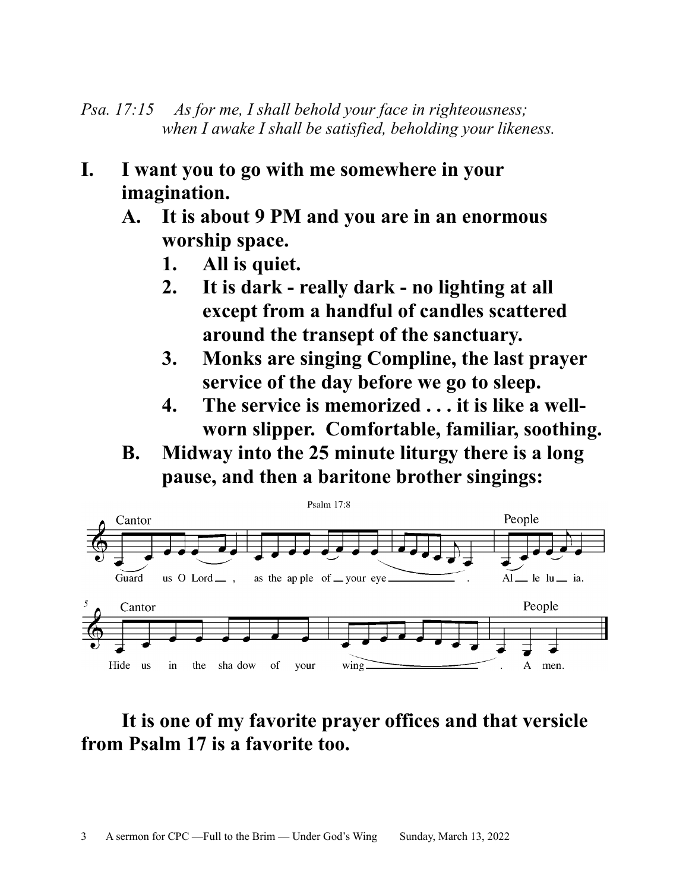*Psa. 17:15 As for me, I shall behold your face in righteousness;*
*when I awake I shall be satisfied, beholding your likeness.*

**I. I want you to go with me somewhere in your imagination.**

**A. It is about 9 PM and you are in an enormous worship space.**

1. **All is quiet.**
2. **It is dark - really dark - no lighting at all except from a handful of candles scattered around the transept of the sanctuary.**
3. **Monks are singing Compline, the last prayer service of the day before we go to sleep.**
4. **The service is memorized . . . it is like a well-worn slipper. Comfortable, familiar, soothing.**

**B. Midway into the 25 minute liturgy there is a long pause, and then a baritone brother singings:**

Psalm 17:8

Cantor: Guard us O Lord, as the apple of your eye. People: Alleluia.

Cantor: Hide us in the shadow of your wing. People: Amen.

**It is one of my favorite prayer offices and that versicle from Psalm 17 is a favorite too.**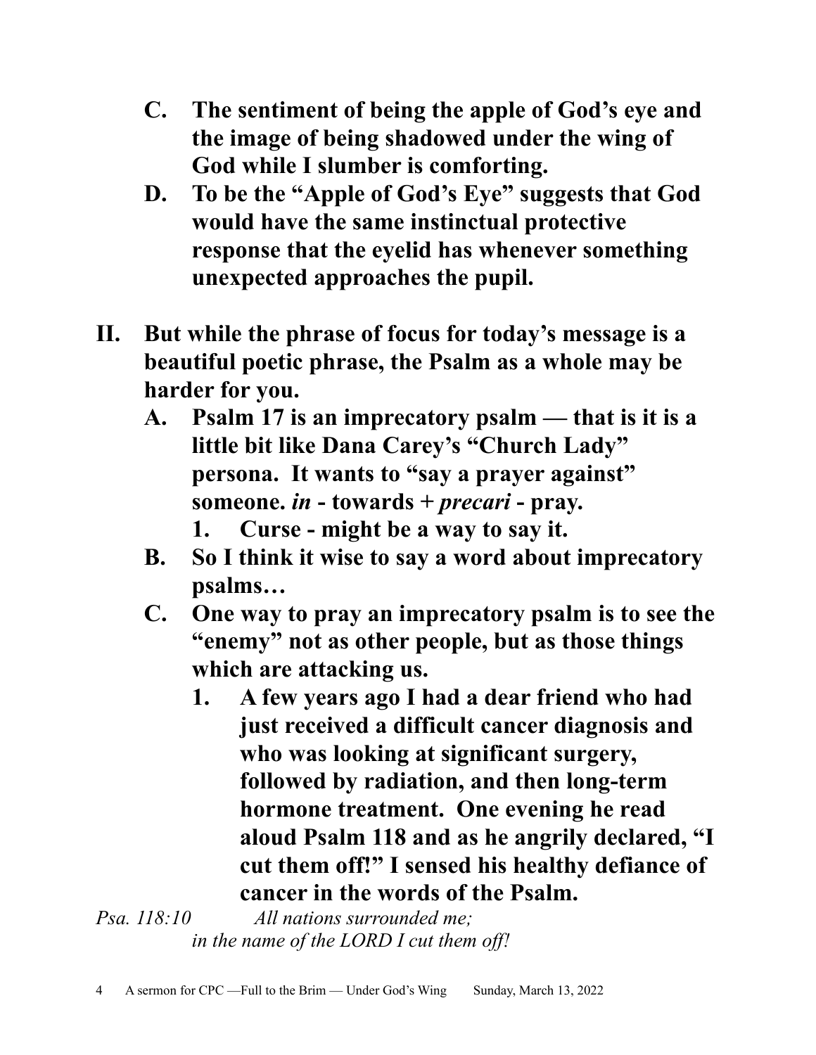**C. The sentiment of being the apple of God's eye and the image of being shadowed under the wing of God while I slumber is comforting.**

**D. To be the "Apple of God's Eye" suggests that God would have the same instinctual protective response that the eyelid has whenever something unexpected approaches the pupil.**

**II. But while the phrase of focus for today's message is a beautiful poetic phrase, the Psalm as a whole may be harder for you.**

**A. Psalm 17 is an imprecatory psalm — that is it is a little bit like Dana Carey's "Church Lady" persona. It wants to "say a prayer against" someone. *in* - towards + *precari* - pray.**

**1. Curse - might be a way to say it.**

**B. So I think it wise to say a word about imprecatory psalms…**

**C. One way to pray an imprecatory psalm is to see the "enemy" not as other people, but as those things which are attacking us.**

**1. A few years ago I had a dear friend who had just received a difficult cancer diagnosis and who was looking at significant surgery, followed by radiation, and then long-term hormone treatment. One evening he read aloud Psalm 118 and as he angrily declared, "I cut them off!" I sensed his healthy defiance of cancer in the words of the Psalm.**

*Psa. 118:10 All nations surrounded me;*
*in the name of the LORD I cut them off!*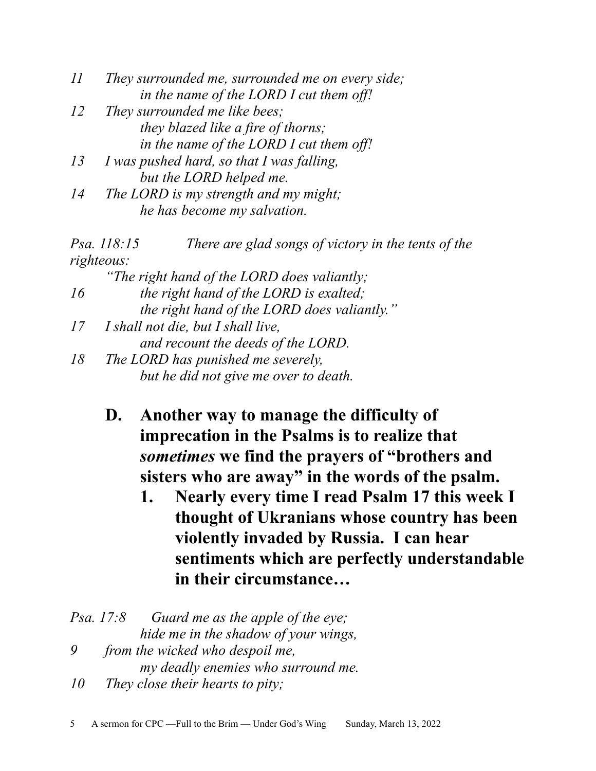*11 They surrounded me, surrounded me on every side;*
*in the name of the LORD I cut them off!*
*12 They surrounded me like bees;*
*they blazed like a fire of thorns;*
*in the name of the LORD I cut them off!*
*13 I was pushed hard, so that I was falling,*
*but the LORD helped me.*
*14 The LORD is my strength and my might;*
*he has become my salvation.*

*Psa. 118:15 There are glad songs of victory in the tents of the righteous:*
*"The right hand of the LORD does valiantly;*
*16 the right hand of the LORD is exalted;*
*the right hand of the LORD does valiantly."*
*17 I shall not die, but I shall live,*
*and recount the deeds of the LORD.*
*18 The LORD has punished me severely,*
*but he did not give me over to death.*

**D. Another way to manage the difficulty of imprecation in the Psalms is to realize that *sometimes* we find the prayers of "brothers and sisters who are away" in the words of the psalm.**

**1. Nearly every time I read Psalm 17 this week I thought of Ukranians whose country has been violently invaded by Russia. I can hear sentiments which are perfectly understandable in their circumstance…**

*Psa. 17:8 Guard me as the apple of the eye;*
*hide me in the shadow of your wings,*
*9 from the wicked who despoil me,*
*my deadly enemies who surround me.*
*10 They close their hearts to pity;*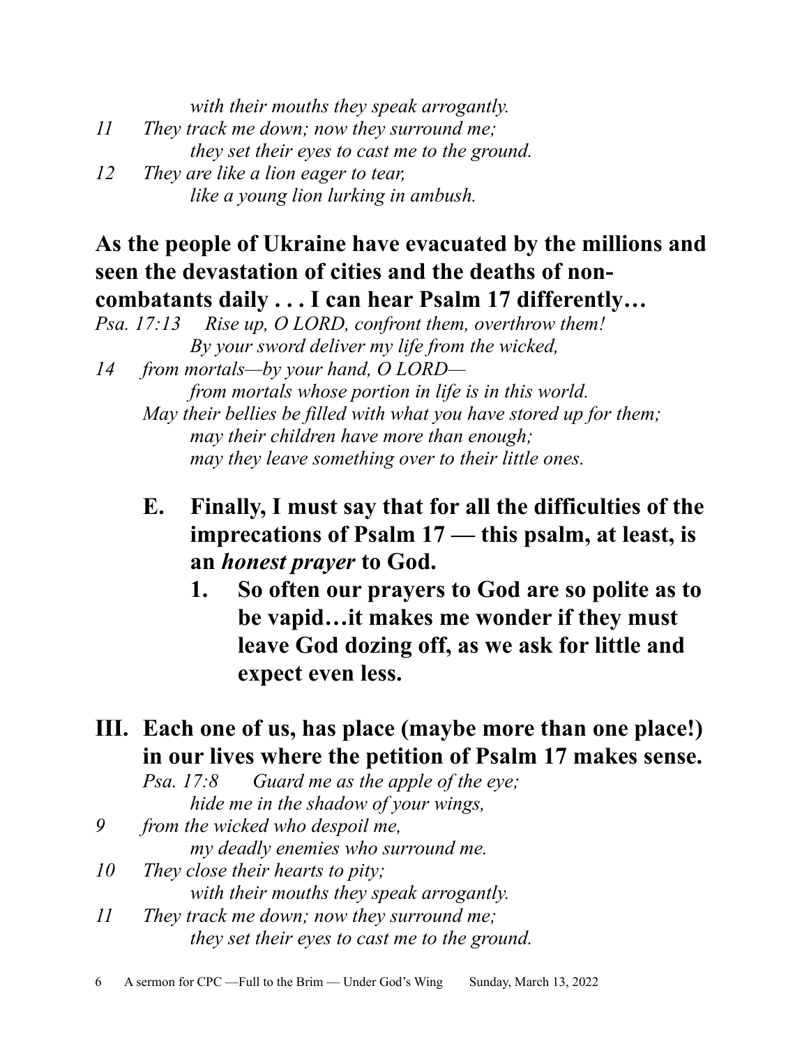*with their mouths they speak arrogantly.*

11 *They track me down; now they surround me;*
*they set their eyes to cast me to the ground.*

12 *They are like a lion eager to tear,*
*like a young lion lurking in ambush.*

**As the people of Ukraine have evacuated by the millions and seen the devastation of cities and the deaths of non-combatants daily . . . I can hear Psalm 17 differently…**

*Psa. 17:13 Rise up, O LORD, confront them, overthrow them!*
*By your sword deliver my life from the wicked,*

14 *from mortals—by your hand, O LORD—*
*from mortals whose portion in life is in this world.*
*May their bellies be filled with what you have stored up for them;*
*may their children have more than enough;*
*may they leave something over to their little ones.*

- **E. Finally, I must say that for all the difficulties of the imprecations of Psalm 17 — this psalm, at least, is an *honest prayer* to God.**
  - **1. So often our prayers to God are so polite as to be vapid…it makes me wonder if they must leave God dozing off, as we ask for little and expect even less.**

## III. Each one of us, has place (maybe more than one place!) in our lives where the petition of Psalm 17 makes sense.

*Psa. 17:8 Guard me as the apple of the eye;*
*hide me in the shadow of your wings,*

9 *from the wicked who despoil me,*
*my deadly enemies who surround me.*

10 *They close their hearts to pity;*
*with their mouths they speak arrogantly.*

11 *They track me down; now they surround me;*
*they set their eyes to cast me to the ground.*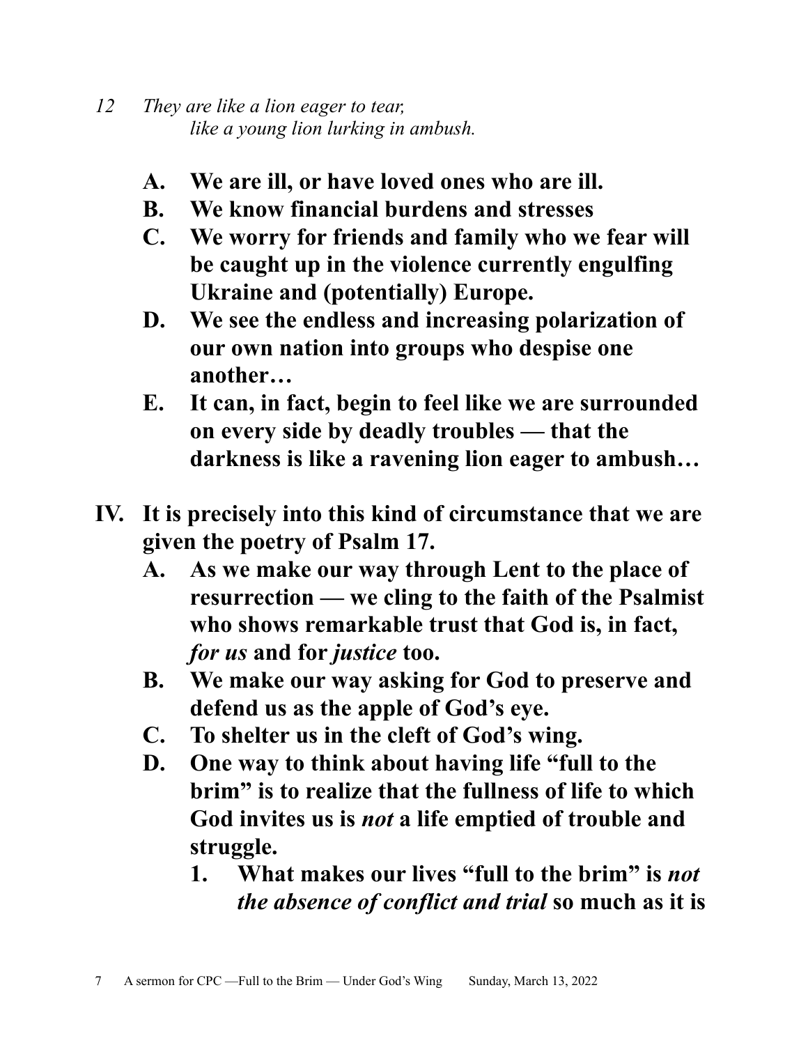*12 They are like a lion eager to tear,*
*like a young lion lurking in ambush.*

- **A. We are ill, or have loved ones who are ill.**
- **B. We know financial burdens and stresses**
- **C. We worry for friends and family who we fear will be caught up in the violence currently engulfing Ukraine and (potentially) Europe.**
- **D. We see the endless and increasing polarization of our own nation into groups who despise one another…**
- **E. It can, in fact, begin to feel like we are surrounded on every side by deadly troubles — that the darkness is like a ravening lion eager to ambush…**

**IV. It is precisely into this kind of circumstance that we are given the poetry of Psalm 17.**

- **A. As we make our way through Lent to the place of resurrection — we cling to the faith of the Psalmist who shows remarkable trust that God is, in fact, *for us* and for *justice* too.**
- **B. We make our way asking for God to preserve and defend us as the apple of God's eye.**
- **C. To shelter us in the cleft of God's wing.**
- **D. One way to think about having life "full to the brim" is to realize that the fullness of life to which God invites us is *not* a life emptied of trouble and struggle.**
    - **1. What makes our lives "full to the brim" is *not the absence of conflict and trial* so much as it is**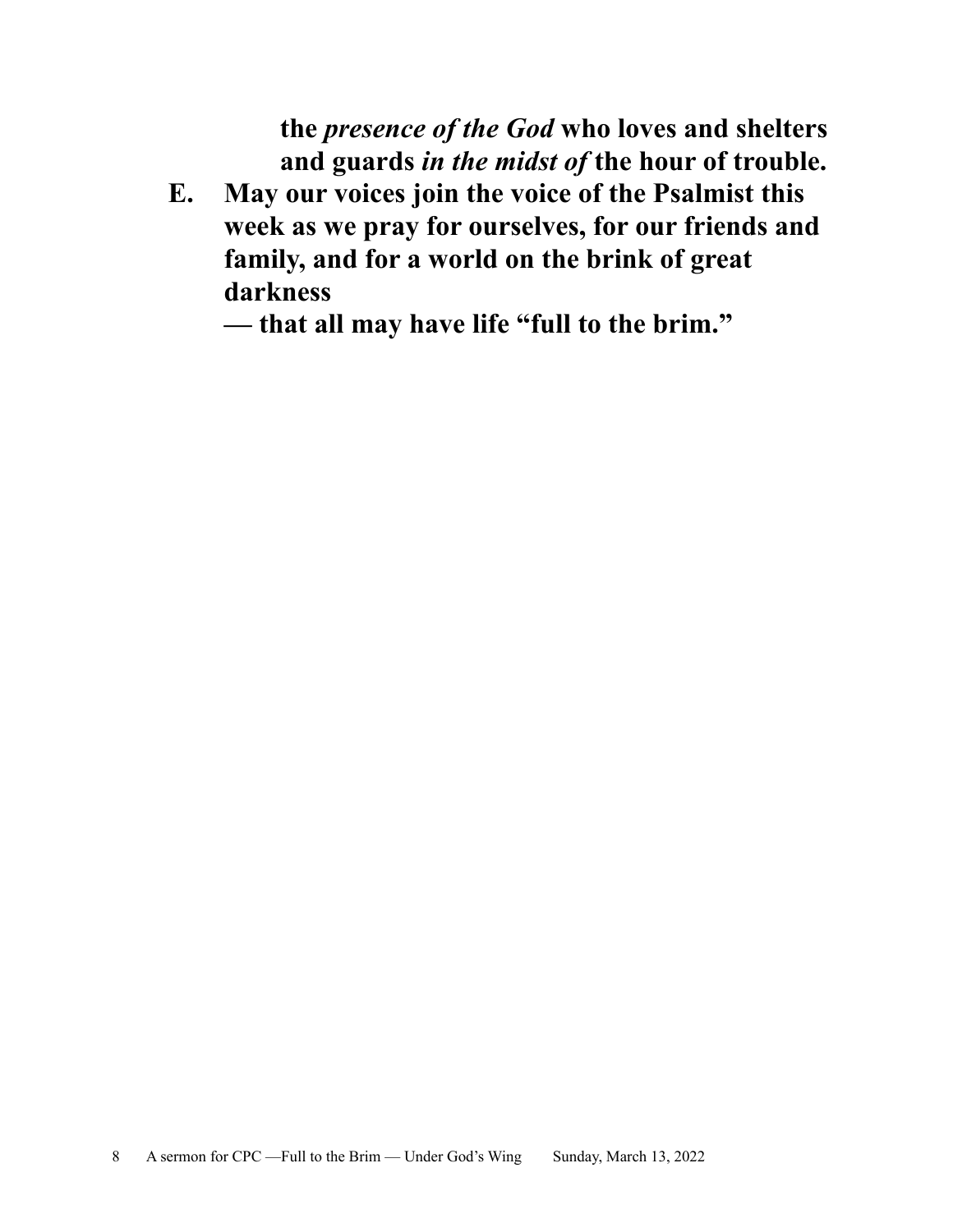**the *presence of the God* who loves and shelters and guards *in the midst of* the hour of trouble.**

**E. May our voices join the voice of the Psalmist this week as we pray for ourselves, for our friends and family, and for a world on the brink of great darkness**
**— that all may have life "full to the brim."**